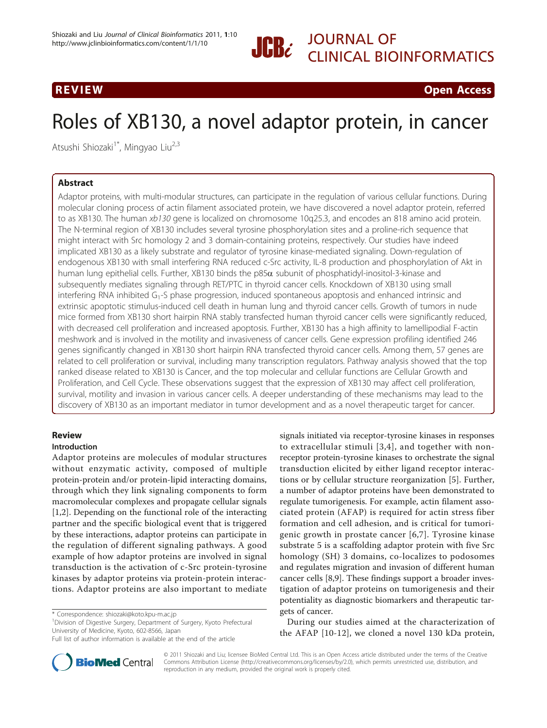**REVIEW** **Open Access**

# Roles of XB130, a novel adaptor protein, in cancer

Atsushi Shiozaki[1*], Mingyao Liu[2,3]

## Abstract

Adaptor proteins, with multi-modular structures, can participate in the regulation of various cellular functions. During molecular cloning process of actin filament associated protein, we have discovered a novel adaptor protein, referred to as XB130. The human *xb130* gene is localized on chromosome 10q25.3, and encodes an 818 amino acid protein. The N-terminal region of XB130 includes several tyrosine phosphorylation sites and a proline-rich sequence that might interact with Src homology 2 and 3 domain-containing proteins, respectively. Our studies have indeed implicated XB130 as a likely substrate and regulator of tyrosine kinase-mediated signaling. Down-regulation of endogenous XB130 with small interfering RNA reduced c-Src activity, IL-8 production and phosphorylation of Akt in human lung epithelial cells. Further, XB130 binds the p85α subunit of phosphatidyl-inositol-3-kinase and subsequently mediates signaling through RET/PTC in thyroid cancer cells. Knockdown of XB130 using small interfering RNA inhibited $G_1$-S phase progression, induced spontaneous apoptosis and enhanced intrinsic and extrinsic apoptotic stimulus-induced cell death in human lung and thyroid cancer cells. Growth of tumors in nude mice formed from XB130 short hairpin RNA stably transfected human thyroid cancer cells were significantly reduced, with decreased cell proliferation and increased apoptosis. Further, XB130 has a high affinity to lamellipodial F-actin meshwork and is involved in the motility and invasiveness of cancer cells. Gene expression profiling identified 246 genes significantly changed in XB130 short hairpin RNA transfected thyroid cancer cells. Among them, 57 genes are related to cell proliferation or survival, including many transcription regulators. Pathway analysis showed that the top ranked disease related to XB130 is Cancer, and the top molecular and cellular functions are Cellular Growth and Proliferation, and Cell Cycle. These observations suggest that the expression of XB130 may affect cell proliferation, survival, motility and invasion in various cancer cells. A deeper understanding of these mechanisms may lead to the discovery of XB130 as an important mediator in tumor development and as a novel therapeutic target for cancer.

## Review

### Introduction

Adaptor proteins are molecules of modular structures without enzymatic activity, composed of multiple protein-protein and/or protein-lipid interacting domains, through which they link signaling components to form macromolecular complexes and propagate cellular signals [1,2]. Depending on the functional role of the interacting partner and the specific biological event that is triggered by these interactions, adaptor proteins can participate in the regulation of different signaling pathways. A good example of how adaptor proteins are involved in signal transduction is the activation of c-Src protein-tyrosine kinases by adaptor proteins via protein-protein interactions. Adaptor proteins are also important to mediate signals initiated via receptor-tyrosine kinases in responses to extracellular stimuli [3,4], and together with non-receptor protein-tyrosine kinases to orchestrate the signal transduction elicited by either ligand receptor interactions or by cellular structure reorganization [5]. Further, a number of adaptor proteins have been demonstrated to regulate tumorigenesis. For example, actin filament associated protein (AFAP) is required for actin stress fiber formation and cell adhesion, and is critical for tumorigenic growth in prostate cancer [6,7]. Tyrosine kinase substrate 5 is a scaffolding adaptor protein with five Src homology (SH) 3 domains, co-localizes to podosomes and regulates migration and invasion of different human cancer cells [8,9]. These findings support a broader investigation of adaptor proteins on tumorigenesis and their potentiality as diagnostic biomarkers and therapeutic targets of cancer.

During our studies aimed at the characterization of the AFAP [10-12], we cloned a novel 130 kDa protein,

\* Correspondence: shiozaki@koto.kpu-m.ac.jp
[1]Division of Digestive Surgery, Department of Surgery, Kyoto Prefectural University of Medicine, Kyoto, 602-8566, Japan
Full list of author information is available at the end of the article

© 2011 Shiozaki and Liu; licensee BioMed Central Ltd. This is an Open Access article distributed under the terms of the Creative Commons Attribution License (http://creativecommons.org/licenses/by/2.0), which permits unrestricted use, distribution, and reproduction in any medium, provided the original work is properly cited.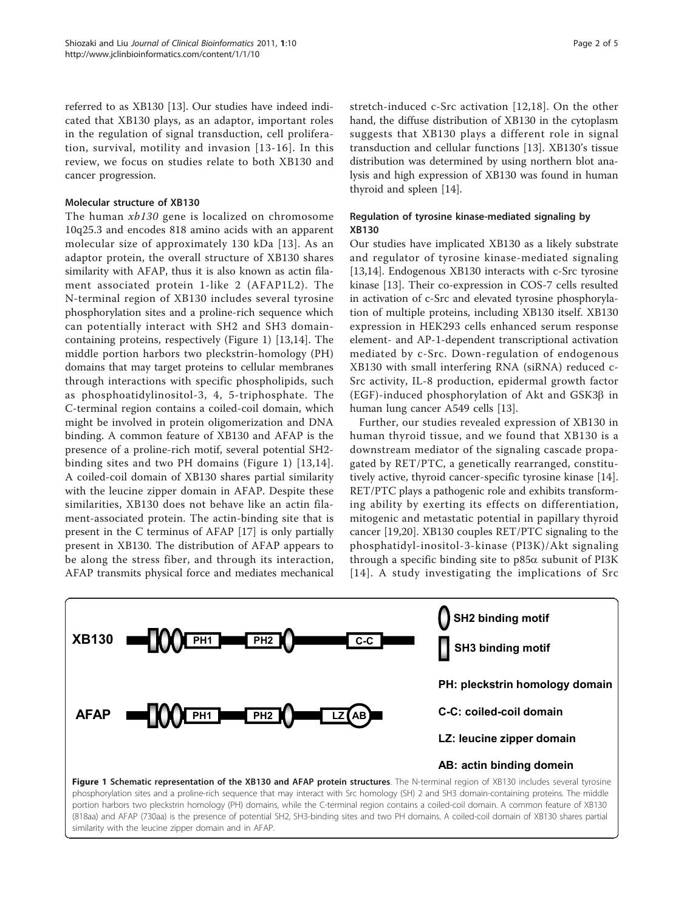referred to as XB130 [13]. Our studies have indeed indicated that XB130 plays, as an adaptor, important roles in the regulation of signal transduction, cell proliferation, survival, motility and invasion [13-16]. In this review, we focus on studies relate to both XB130 and cancer progression.

### Molecular structure of XB130

The human *xb130* gene is localized on chromosome 10q25.3 and encodes 818 amino acids with an apparent molecular size of approximately 130 kDa [13]. As an adaptor protein, the overall structure of XB130 shares similarity with AFAP, thus it is also known as actin filament associated protein 1-like 2 (AFAP1L2). The N-terminal region of XB130 includes several tyrosine phosphorylation sites and a proline-rich sequence which can potentially interact with SH2 and SH3 domain-containing proteins, respectively (Figure 1) [13,14]. The middle portion harbors two pleckstrin-homology (PH) domains that may target proteins to cellular membranes through interactions with specific phospholipids, such as phosphoatidylinositol-3, 4, 5-triphosphate. The C-terminal region contains a coiled-coil domain, which might be involved in protein oligomerization and DNA binding. A common feature of XB130 and AFAP is the presence of a proline-rich motif, several potential SH2-binding sites and two PH domains (Figure 1) [13,14]. A coiled-coil domain of XB130 shares partial similarity with the leucine zipper domain in AFAP. Despite these similarities, XB130 does not behave like an actin filament-associated protein. The actin-binding site that is present in the C terminus of AFAP [17] is only partially present in XB130. The distribution of AFAP appears to be along the stress fiber, and through its interaction, AFAP transmits physical force and mediates mechanical stretch-induced c-Src activation [12,18]. On the other hand, the diffuse distribution of XB130 in the cytoplasm suggests that XB130 plays a different role in signal transduction and cellular functions [13]. XB130's tissue distribution was determined by using northern blot analysis and high expression of XB130 was found in human thyroid and spleen [14].

### Regulation of tyrosine kinase-mediated signaling by XB130

Our studies have implicated XB130 as a likely substrate and regulator of tyrosine kinase-mediated signaling [13,14]. Endogenous XB130 interacts with c-Src tyrosine kinase [13]. Their co-expression in COS-7 cells resulted in activation of c-Src and elevated tyrosine phosphorylation of multiple proteins, including XB130 itself. XB130 expression in HEK293 cells enhanced serum response element- and AP-1-dependent transcriptional activation mediated by c-Src. Down-regulation of endogenous XB130 with small interfering RNA (siRNA) reduced c-Src activity, IL-8 production, epidermal growth factor (EGF)-induced phosphorylation of Akt and GSK3β in human lung cancer A549 cells [13].

Further, our studies revealed expression of XB130 in human thyroid tissue, and we found that XB130 is a downstream mediator of the signaling cascade propagated by RET/PTC, a genetically rearranged, constitutively active, thyroid cancer-specific tyrosine kinase [14]. RET/PTC plays a pathogenic role and exhibits transforming ability by exerting its effects on differentiation, mitogenic and metastatic potential in papillary thyroid cancer [19,20]. XB130 couples RET/PTC signaling to the phosphatidyl-inositol-3-kinase (PI3K)/Akt signaling through a specific binding site to p85α subunit of PI3K [14]. A study investigating the implications of Src

**Figure 1 Schematic representation of the XB130 and AFAP protein structures**. The N-terminal region of XB130 includes several tyrosine phosphorylation sites and a proline-rich sequence that may interact with Src homology (SH) 2 and SH3 domain-containing proteins. The middle portion harbors two pleckstrin homology (PH) domains, while the C-terminal region contains a coiled-coil domain. A common feature of XB130 (818aa) and AFAP (730aa) is the presence of potential SH2, SH3-binding sites and two PH domains. A coiled-coil domain of XB130 shares partial similarity with the leucine zipper domain and in AFAP.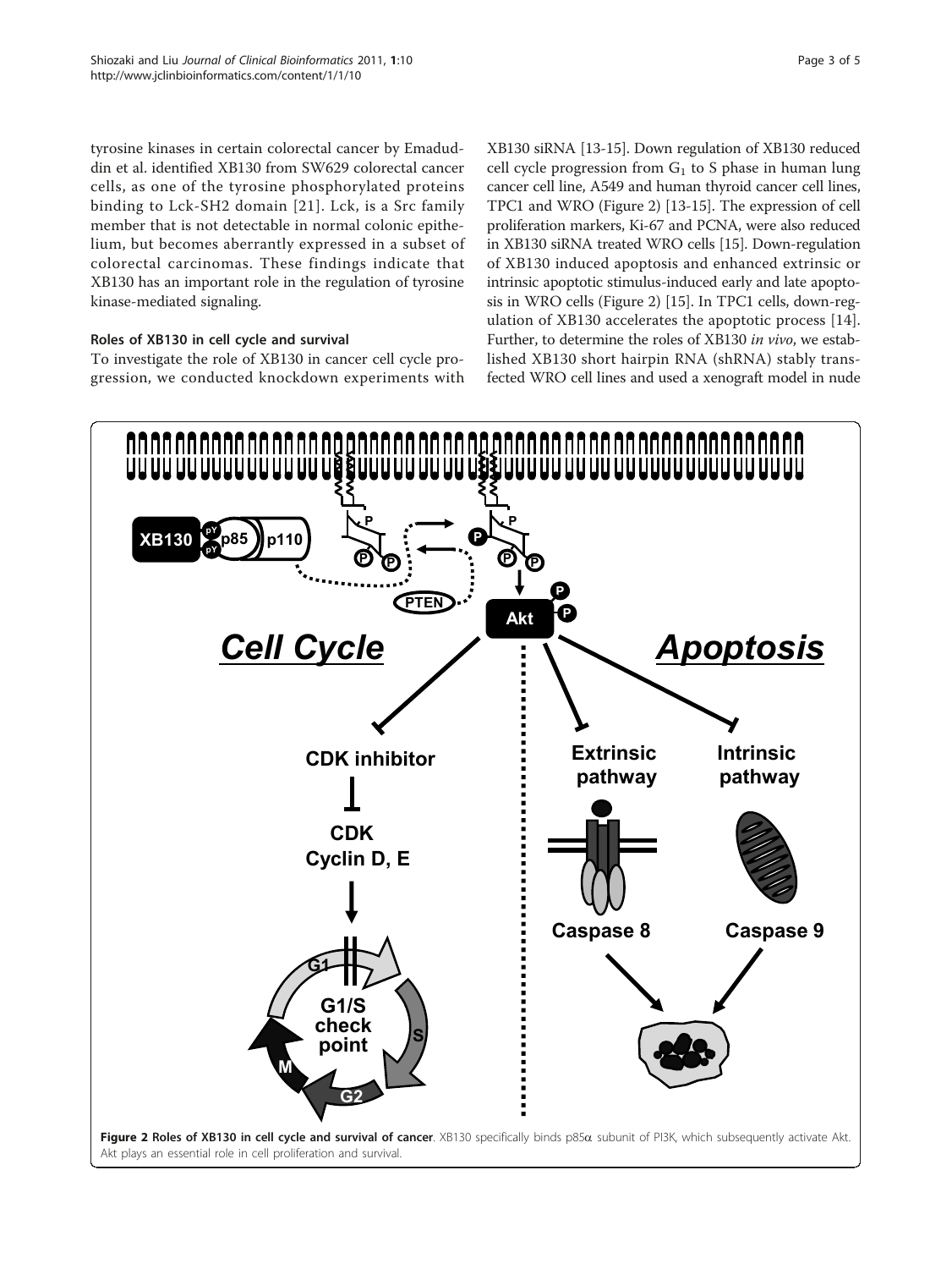tyrosine kinases in certain colorectal cancer by Emaduddin et al. identified XB130 from SW629 colorectal cancer cells, as one of the tyrosine phosphorylated proteins binding to Lck-SH2 domain [21]. Lck, is a Src family member that is not detectable in normal colonic epithelium, but becomes aberrantly expressed in a subset of colorectal carcinomas. These findings indicate that XB130 has an important role in the regulation of tyrosine kinase-mediated signaling.

### Roles of XB130 in cell cycle and survival

To investigate the role of XB130 in cancer cell cycle progression, we conducted knockdown experiments with XB130 siRNA [13-15]. Down regulation of XB130 reduced cell cycle progression from $G_1$ to S phase in human lung cancer cell line, A549 and human thyroid cancer cell lines, TPC1 and WRO (Figure 2) [13-15]. The expression of cell proliferation markers, Ki-67 and PCNA, were also reduced in XB130 siRNA treated WRO cells [15]. Down-regulation of XB130 induced apoptosis and enhanced extrinsic or intrinsic apoptotic stimulus-induced early and late apoptosis in WRO cells (Figure 2) [15]. In TPC1 cells, down-regulation of XB130 accelerates the apoptotic process [14]. Further, to determine the roles of XB130 *in vivo*, we established XB130 short hairpin RNA (shRNA) stably transfected WRO cell lines and used a xenograft model in nude

**Figure 2 Roles of XB130 in cell cycle and survival of cancer**. XB130 specifically binds p85α subunit of PI3K, which subsequently activate Akt. Akt plays an essential role in cell proliferation and survival.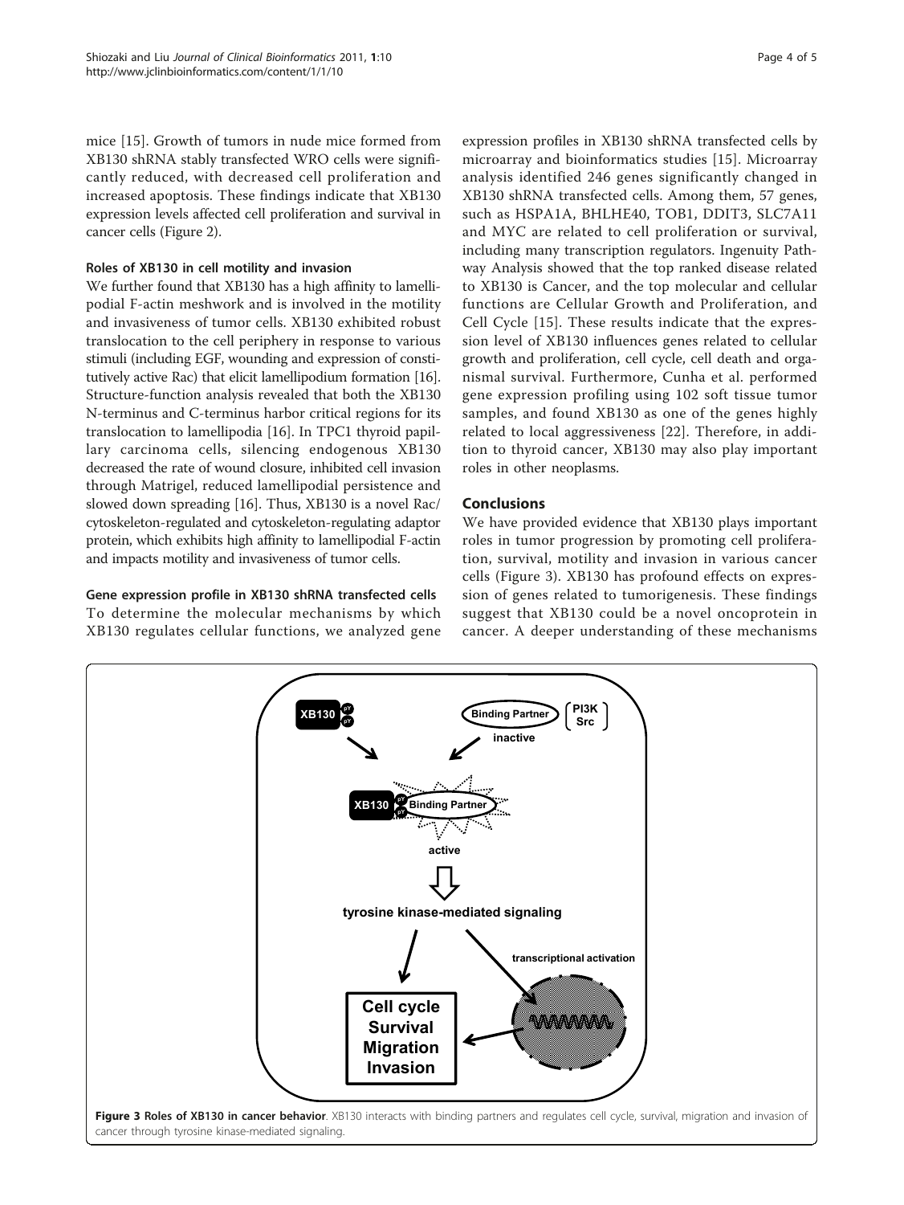mice [15]. Growth of tumors in nude mice formed from XB130 shRNA stably transfected WRO cells were significantly reduced, with decreased cell proliferation and increased apoptosis. These findings indicate that XB130 expression levels affected cell proliferation and survival in cancer cells (Figure 2).

### Roles of XB130 in cell motility and invasion

We further found that XB130 has a high affinity to lamellipodial F-actin meshwork and is involved in the motility and invasiveness of tumor cells. XB130 exhibited robust translocation to the cell periphery in response to various stimuli (including EGF, wounding and expression of constitutively active Rac) that elicit lamellipodium formation [16]. Structure-function analysis revealed that both the XB130 N-terminus and C-terminus harbor critical regions for its translocation to lamellipodia [16]. In TPC1 thyroid papillary carcinoma cells, silencing endogenous XB130 decreased the rate of wound closure, inhibited cell invasion through Matrigel, reduced lamellipodial persistence and slowed down spreading [16]. Thus, XB130 is a novel Rac/cytoskeleton-regulated and cytoskeleton-regulating adaptor protein, which exhibits high affinity to lamellipodial F-actin and impacts motility and invasiveness of tumor cells.

### Gene expression profile in XB130 shRNA transfected cells

To determine the molecular mechanisms by which XB130 regulates cellular functions, we analyzed gene expression profiles in XB130 shRNA transfected cells by microarray and bioinformatics studies [15]. Microarray analysis identified 246 genes significantly changed in XB130 shRNA transfected cells. Among them, 57 genes, such as HSPA1A, BHLHE40, TOB1, DDIT3, SLC7A11 and MYC are related to cell proliferation or survival, including many transcription regulators. Ingenuity Pathway Analysis showed that the top ranked disease related to XB130 is Cancer, and the top molecular and cellular functions are Cellular Growth and Proliferation, and Cell Cycle [15]. These results indicate that the expression level of XB130 influences genes related to cellular growth and proliferation, cell cycle, cell death and organismal survival. Furthermore, Cunha et al. performed gene expression profiling using 102 soft tissue tumor samples, and found XB130 as one of the genes highly related to local aggressiveness [22]. Therefore, in addition to thyroid cancer, XB130 may also play important roles in other neoplasms.

## Conclusions

We have provided evidence that XB130 plays important roles in tumor progression by promoting cell proliferation, survival, motility and invasion in various cancer cells (Figure 3). XB130 has profound effects on expression of genes related to tumorigenesis. These findings suggest that XB130 could be a novel oncoprotein in cancer. A deeper understanding of these mechanisms

**Figure 3 Roles of XB130 in cancer behavior**. XB130 interacts with binding partners and regulates cell cycle, survival, migration and invasion of cancer through tyrosine kinase-mediated signaling.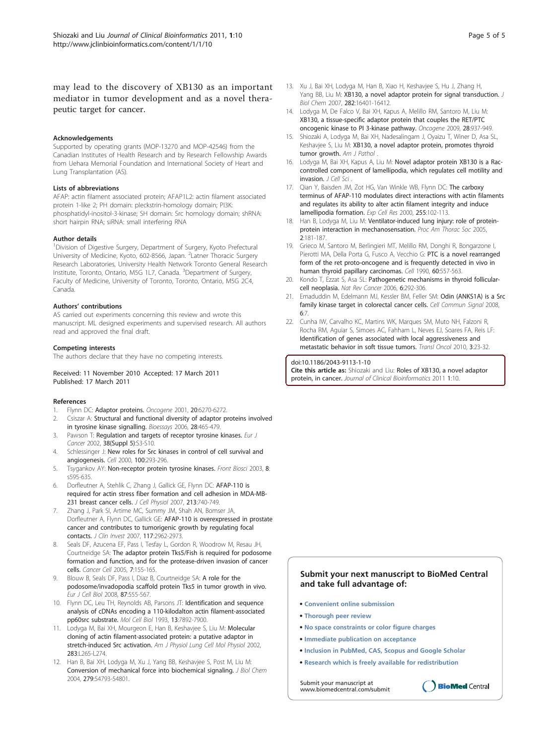may lead to the discovery of XB130 as an important mediator in tumor development and as a novel therapeutic target for cancer.

### Acknowledgements

Supported by operating grants (MOP-13270 and MOP-42546) from the Canadian Institutes of Health Research and by Research Fellowship Awards from Uehara Memorial Foundation and International Society of Heart and Lung Transplantation (AS).

### Lists of abbreviations

AFAP: actin filament associated protein; AFAP1L2: actin filament associated protein 1-like 2; PH domain: pleckstrin-homology domain; PI3K: phosphatidyl-inositol-3-kinase; SH domain: Src homology domain; shRNA: short hairpin RNA; siRNA: small interfering RNA

### Author details

[1]Division of Digestive Surgery, Department of Surgery, Kyoto Prefectural University of Medicine, Kyoto, 602-8566, Japan. [2]Latner Thoracic Surgery Research Laboratories, University Health Network Toronto General Research Institute, Toronto, Ontario, M5G 1L7, Canada. [3]Department of Surgery, Faculty of Medicine, University of Toronto, Toronto, Ontario, M5G 2C4, Canada.

### Authors' contributions

AS carried out experiments concerning this review and wrote this manuscript. ML designed experiments and supervised research. All authors read and approved the final draft.

### Competing interests

The authors declare that they have no competing interests.

Received: 11 November 2010 Accepted: 17 March 2011
Published: 17 March 2011

### References

1. Flynn DC: **Adaptor proteins.** *Oncogene* 2001, **20**:6270-6272.
2. Csiszar A: **Structural and functional diversity of adaptor proteins involved in tyrosine kinase signalling.** *Bioessays* 2006, **28**:465-479.
3. Pawson T: **Regulation and targets of receptor tyrosine kinases.** *Eur J Cancer* 2002, **38(Suppl 5)**:S3-S10.
4. Schlessinger J: **New roles for Src kinases in control of cell survival and angiogenesis.** *Cell* 2000, **100**:293-296.
5. Tsygankov AY: **Non-receptor protein tyrosine kinases.** *Front Biosci* 2003, **8**: s595-635.
6. Dorfleutner A, Stehlik C, Zhang J, Gallick GE, Flynn DC: **AFAP-110 is required for actin stress fiber formation and cell adhesion in MDA-MB-231 breast cancer cells.** *J Cell Physiol* 2007, **213**:740-749.
7. Zhang J, Park SI, Artime MC, Summy JM, Shah AN, Bomser JA, Dorfleutner A, Flynn DC, Gallick GE: **AFAP-110 is overexpressed in prostate cancer and contributes to tumorigenic growth by regulating focal contacts.** *J Clin Invest* 2007, **117**:2962-2973.
8. Seals DF, Azucena EF, Pass I, Tesfay L, Gordon R, Woodrow M, Resau JH, Courtneidge SA: **The adaptor protein Tks5/Fish is required for podosome formation and function, and for the protease-driven invasion of cancer cells.** *Cancer Cell* 2005, **7**:155-165.
9. Blouw B, Seals DF, Pass I, Diaz B, Courtneidge SA: **A role for the podosome/invadopodia scaffold protein Tks5 in tumor growth in vivo.** *Eur J Cell Biol* 2008, **87**:555-567.
10. Flynn DC, Leu TH, Reynolds AB, Parsons JT: **Identification and sequence analysis of cDNAs encoding a 110-kilodalton actin filament-associated pp60src substrate.** *Mol Cell Biol* 1993, **13**:7892-7900.
11. Lodyga M, Bai XH, Mourgeon E, Han B, Keshavjee S, Liu M: **Molecular cloning of actin filament-associated protein: a putative adaptor in stretch-induced Src activation.** *Am J Physiol Lung Cell Mol Physiol* 2002, **283**:L265-L274.
12. Han B, Bai XH, Lodyga M, Xu J, Yang BB, Keshavjee S, Post M, Liu M: **Conversion of mechanical force into biochemical signaling.** *J Biol Chem* 2004, **279**:54793-54801.
13. Xu J, Bai XH, Lodyga M, Han B, Xiao H, Keshavjee S, Hu J, Zhang H, Yang BB, Liu M: **XB130, a novel adaptor protein for signal transduction.** *J Biol Chem* 2007, **282**:16401-16412.
14. Lodyga M, De Falco V, Bai XH, Kapus A, Melillo RM, Santoro M, Liu M: **XB130, a tissue-specific adaptor protein that couples the RET/PTC oncogenic kinase to PI 3-kinase pathway.** *Oncogene* 2009, **28**:937-949.
15. Shiozaki A, Lodyga M, Bai XH, Nadesalingam J, Oyaizu T, Winer D, Asa SL, Keshavjee S, Liu M: **XB130, a novel adaptor protein, promotes thyroid tumor growth.** *Am J Pathol* .
16. Lodyga M, Bai XH, Kapus A, Liu M: **Novel adaptor protein XB130 is a Rac-controlled component of lamellipodia, which regulates cell motility and invasion.** *J Cell Sci* .
17. Qian Y, Baisden JM, Zot HG, Van Winkle WB, Flynn DC: **The carboxy terminus of AFAP-110 modulates direct interactions with actin filaments and regulates its ability to alter actin filament integrity and induce lamellipodia formation.** *Exp Cell Res* 2000, **255**:102-113.
18. Han B, Lodyga M, Liu M: **Ventilator-induced lung injury: role of protein-protein interaction in mechanosensation.** *Proc Am Thorac Soc* 2005, **2**:181-187.
19. Grieco M, Santoro M, Berlingieri MT, Melillo RM, Donghi R, Bongarzone I, Pierotti MA, Della Porta G, Fusco A, Vecchio G: **PTC is a novel rearranged form of the ret proto-oncogene and is frequently detected in vivo in human thyroid papillary carcinomas.** *Cell* 1990, **60**:557-563.
20. Kondo T, Ezzat S, Asa SL: **Pathogenetic mechanisms in thyroid follicular-cell neoplasia.** *Nat Rev Cancer* 2006, **6**:292-306.
21. Emaduddin M, Edelmann MJ, Kessler BM, Feller SM: **Odin (ANKS1A) is a Src family kinase target in colorectal cancer cells.** *Cell Commun Signal* 2008, **6**:7.
22. Cunha IW, Carvalho KC, Martins WK, Marques SM, Muto NH, Falzoni R, Rocha RM, Aguiar S, Simoes AC, Fahham L, Neves EJ, Soares FA, Reis LF: **Identification of genes associated with local aggressiveness and metastatic behavior in soft tissue tumors.** *Transl Oncol* 2010, **3**:23-32.

doi:10.1186/2043-9113-1-10
**Cite this article as:** Shiozaki and Liu: Roles of XB130, a novel adaptor protein, in cancer. *Journal of Clinical Bioinformatics* 2011 **1**:10.

**Submit your next manuscript to BioMed Central and take full advantage of:**

- Convenient online submission
- Thorough peer review
- No space constraints or color figure charges
- Immediate publication on acceptance
- Inclusion in PubMed, CAS, Scopus and Google Scholar
- Research which is freely available for redistribution

Submit your manuscript at
www.biomedcentral.com/submit

BioMed Central